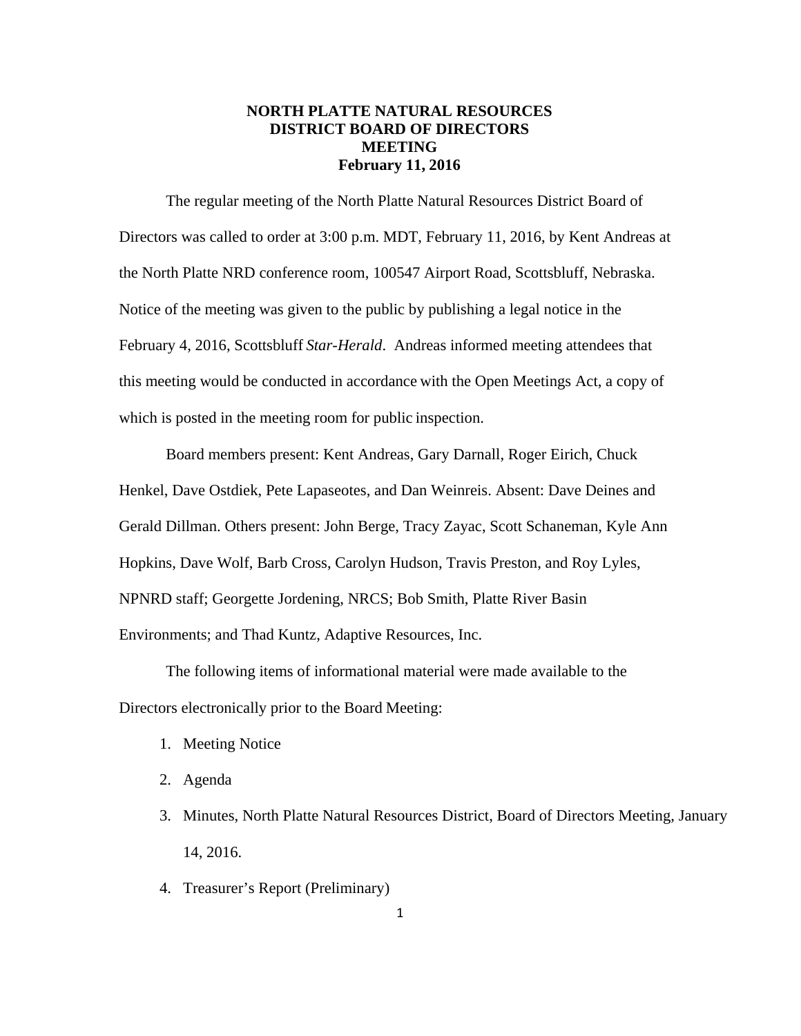# NORTH PLATTE NATURAL RESOURCES DISTRICT BOARD OF DIRECTORS MEETING

## February 11, 2016

The regular meeting of the North Platte Natural Resources District Board of Directors was called to order at 3:00 p.m. MDT, February 11, 2016, by Kent Andreas at the North Platte NRD conference room, 100547 Airport Road, Scottsbluff, Nebraska. Notice of the meeting was given to the public by publishing a legal notice in the February 4, 2016, Scottsbluff *Star-Herald*. Andreas informed meeting attendees that this meeting would be conducted in accordance with the Open Meetings Act, a copy of which is posted in the meeting room for public inspection.

Board members present: Kent Andreas, Gary Darnall, Roger Eirich, Chuck Henkel, Dave Ostdiek, Pete Lapaseotes, and Dan Weinreis. Absent: Dave Deines and Gerald Dillman. Others present: John Berge, Tracy Zayac, Scott Schaneman, Kyle Ann Hopkins, Dave Wolf, Barb Cross, Carolyn Hudson, Travis Preston, and Roy Lyles, NPNRD staff; Georgette Jordening, NRCS; Bob Smith, Platte River Basin Environments; and Thad Kuntz, Adaptive Resources, Inc.

The following items of informational material were made available to the Directors electronically prior to the Board Meeting:

1. Meeting Notice
2. Agenda
3. Minutes, North Platte Natural Resources District, Board of Directors Meeting, January 14, 2016.
4. Treasurer's Report (Preliminary)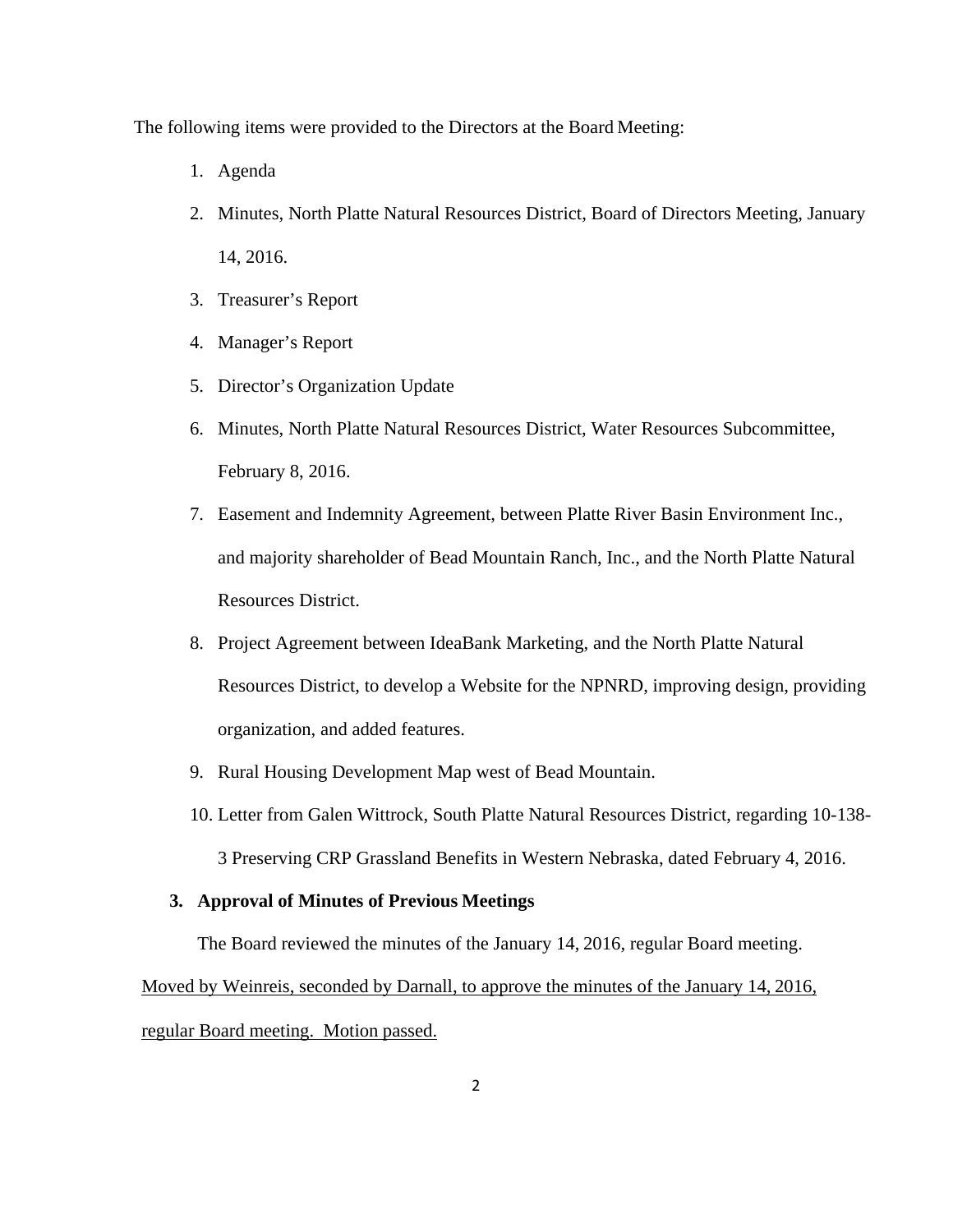The following items were provided to the Directors at the Board Meeting:

1. Agenda
2. Minutes, North Platte Natural Resources District, Board of Directors Meeting, January 14, 2016.
3. Treasurer's Report
4. Manager's Report
5. Director's Organization Update
6. Minutes, North Platte Natural Resources District, Water Resources Subcommittee, February 8, 2016.
7. Easement and Indemnity Agreement, between Platte River Basin Environment Inc., and majority shareholder of Bead Mountain Ranch, Inc., and the North Platte Natural Resources District.
8. Project Agreement between IdeaBank Marketing, and the North Platte Natural Resources District, to develop a Website for the NPNRD, improving design, providing organization, and added features.
9. Rural Housing Development Map west of Bead Mountain.
10. Letter from Galen Wittrock, South Platte Natural Resources District, regarding 10-138-3 Preserving CRP Grassland Benefits in Western Nebraska, dated February 4, 2016.

**3. Approval of Minutes of Previous Meetings**

The Board reviewed the minutes of the January 14, 2016, regular Board meeting.

<u>Moved by Weinreis, seconded by Darnall, to approve the minutes of the January 14, 2016, regular Board meeting. Motion passed.</u>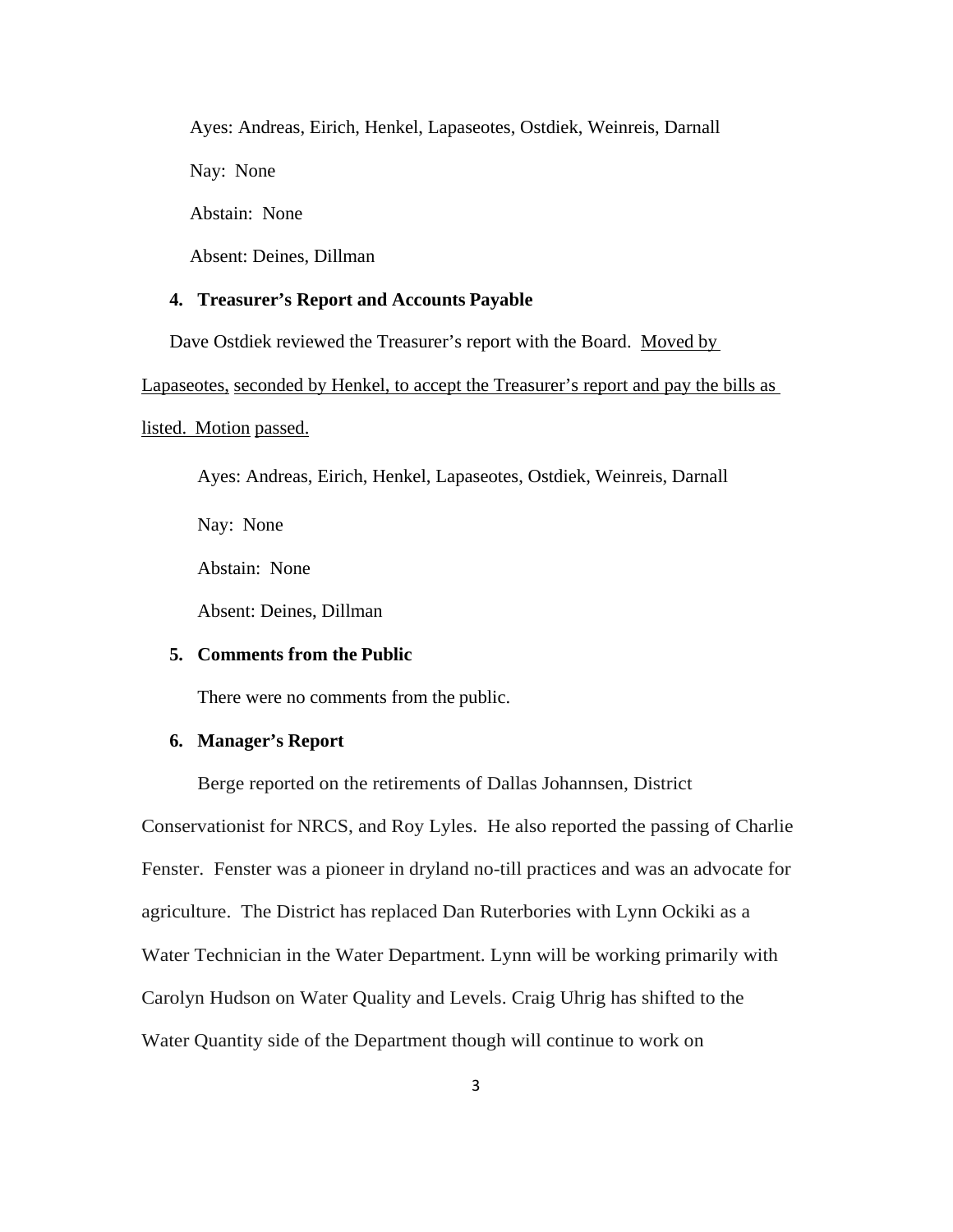Ayes: Andreas, Eirich, Henkel, Lapaseotes, Ostdiek, Weinreis, Darnall

Nay: None

Abstain: None

Absent: Deines, Dillman

**4. Treasurer's Report and Accounts Payable**

Dave Ostdiek reviewed the Treasurer's report with the Board. Moved by Lapaseotes, seconded by Henkel, to accept the Treasurer's report and pay the bills as listed. Motion passed.

Ayes: Andreas, Eirich, Henkel, Lapaseotes, Ostdiek, Weinreis, Darnall

Nay: None

Abstain: None

Absent: Deines, Dillman

**5. Comments from the Public**

There were no comments from the public.

**6. Manager's Report**

Berge reported on the retirements of Dallas Johannsen, District Conservationist for NRCS, and Roy Lyles. He also reported the passing of Charlie Fenster. Fenster was a pioneer in dryland no-till practices and was an advocate for agriculture. The District has replaced Dan Ruterbories with Lynn Ockiki as a Water Technician in the Water Department. Lynn will be working primarily with Carolyn Hudson on Water Quality and Levels. Craig Uhrig has shifted to the Water Quantity side of the Department though will continue to work on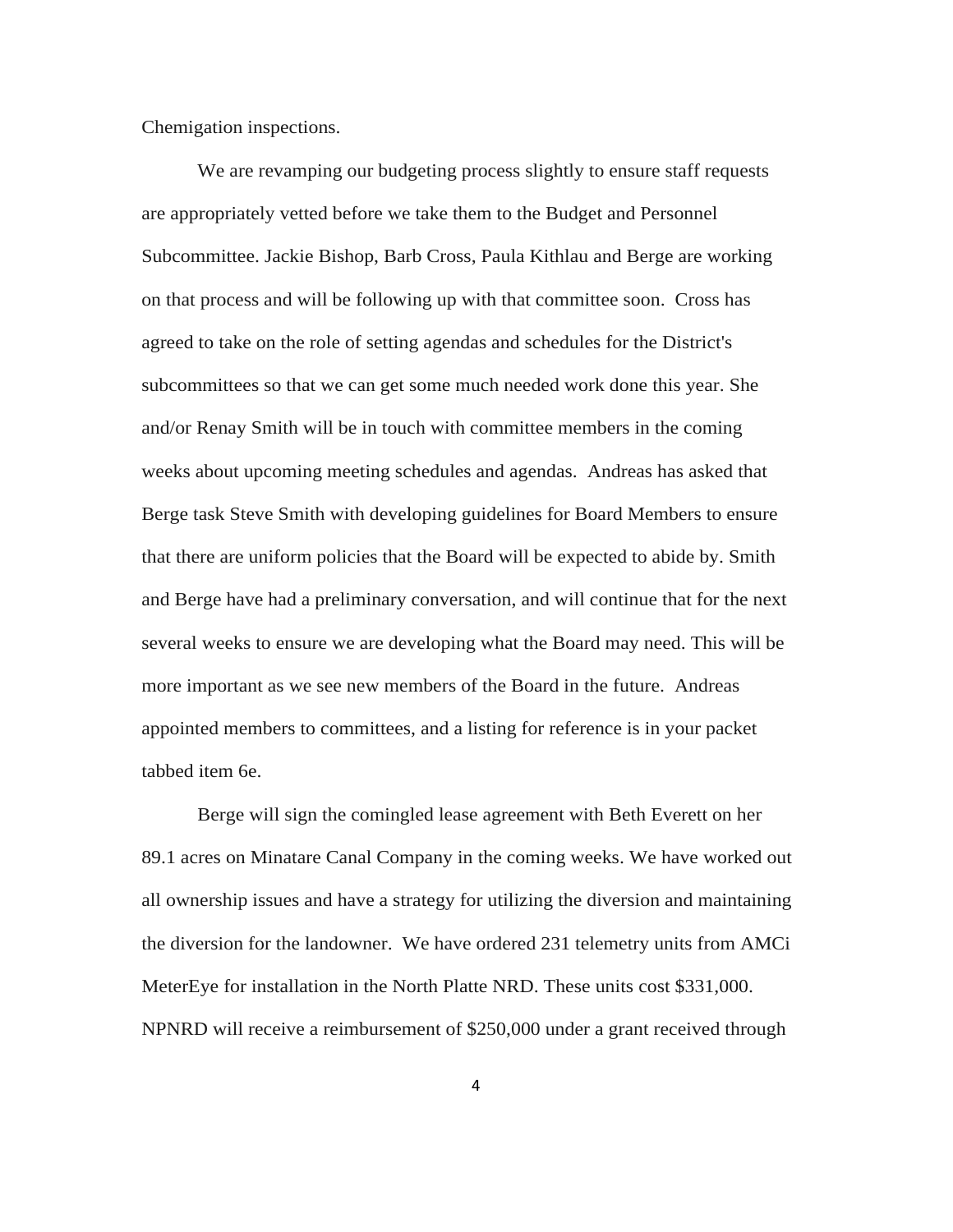Chemigation inspections.

We are revamping our budgeting process slightly to ensure staff requests are appropriately vetted before we take them to the Budget and Personnel Subcommittee. Jackie Bishop, Barb Cross, Paula Kithlau and Berge are working on that process and will be following up with that committee soon. Cross has agreed to take on the role of setting agendas and schedules for the District's subcommittees so that we can get some much needed work done this year. She and/or Renay Smith will be in touch with committee members in the coming weeks about upcoming meeting schedules and agendas. Andreas has asked that Berge task Steve Smith with developing guidelines for Board Members to ensure that there are uniform policies that the Board will be expected to abide by. Smith and Berge have had a preliminary conversation, and will continue that for the next several weeks to ensure we are developing what the Board may need. This will be more important as we see new members of the Board in the future. Andreas appointed members to committees, and a listing for reference is in your packet tabbed item 6e.

Berge will sign the comingled lease agreement with Beth Everett on her 89.1 acres on Minatare Canal Company in the coming weeks. We have worked out all ownership issues and have a strategy for utilizing the diversion and maintaining the diversion for the landowner. We have ordered 231 telemetry units from AMCi MeterEye for installation in the North Platte NRD. These units cost $331,000. NPNRD will receive a reimbursement of $250,000 under a grant received through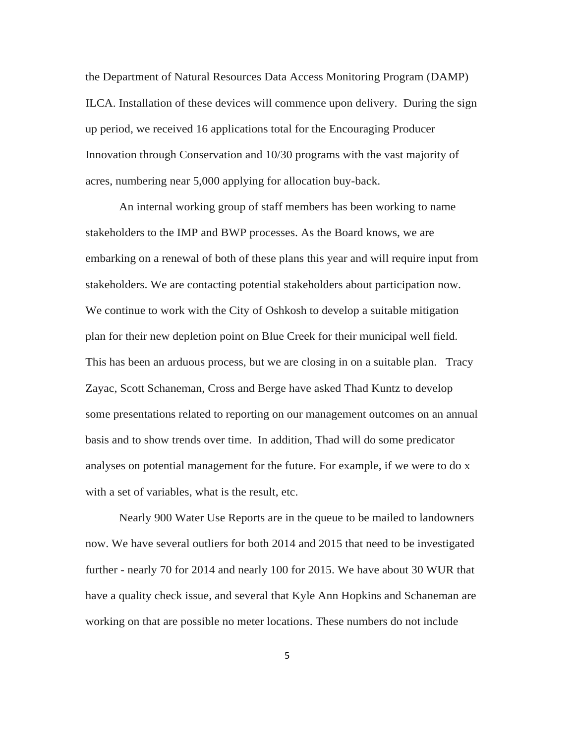the Department of Natural Resources Data Access Monitoring Program (DAMP) ILCA. Installation of these devices will commence upon delivery. During the sign up period, we received 16 applications total for the Encouraging Producer Innovation through Conservation and 10/30 programs with the vast majority of acres, numbering near 5,000 applying for allocation buy-back.

An internal working group of staff members has been working to name stakeholders to the IMP and BWP processes. As the Board knows, we are embarking on a renewal of both of these plans this year and will require input from stakeholders. We are contacting potential stakeholders about participation now. We continue to work with the City of Oshkosh to develop a suitable mitigation plan for their new depletion point on Blue Creek for their municipal well field. This has been an arduous process, but we are closing in on a suitable plan. Tracy Zayac, Scott Schaneman, Cross and Berge have asked Thad Kuntz to develop some presentations related to reporting on our management outcomes on an annual basis and to show trends over time. In addition, Thad will do some predicator analyses on potential management for the future. For example, if we were to do x with a set of variables, what is the result, etc.

Nearly 900 Water Use Reports are in the queue to be mailed to landowners now. We have several outliers for both 2014 and 2015 that need to be investigated further - nearly 70 for 2014 and nearly 100 for 2015. We have about 30 WUR that have a quality check issue, and several that Kyle Ann Hopkins and Schaneman are working on that are possible no meter locations. These numbers do not include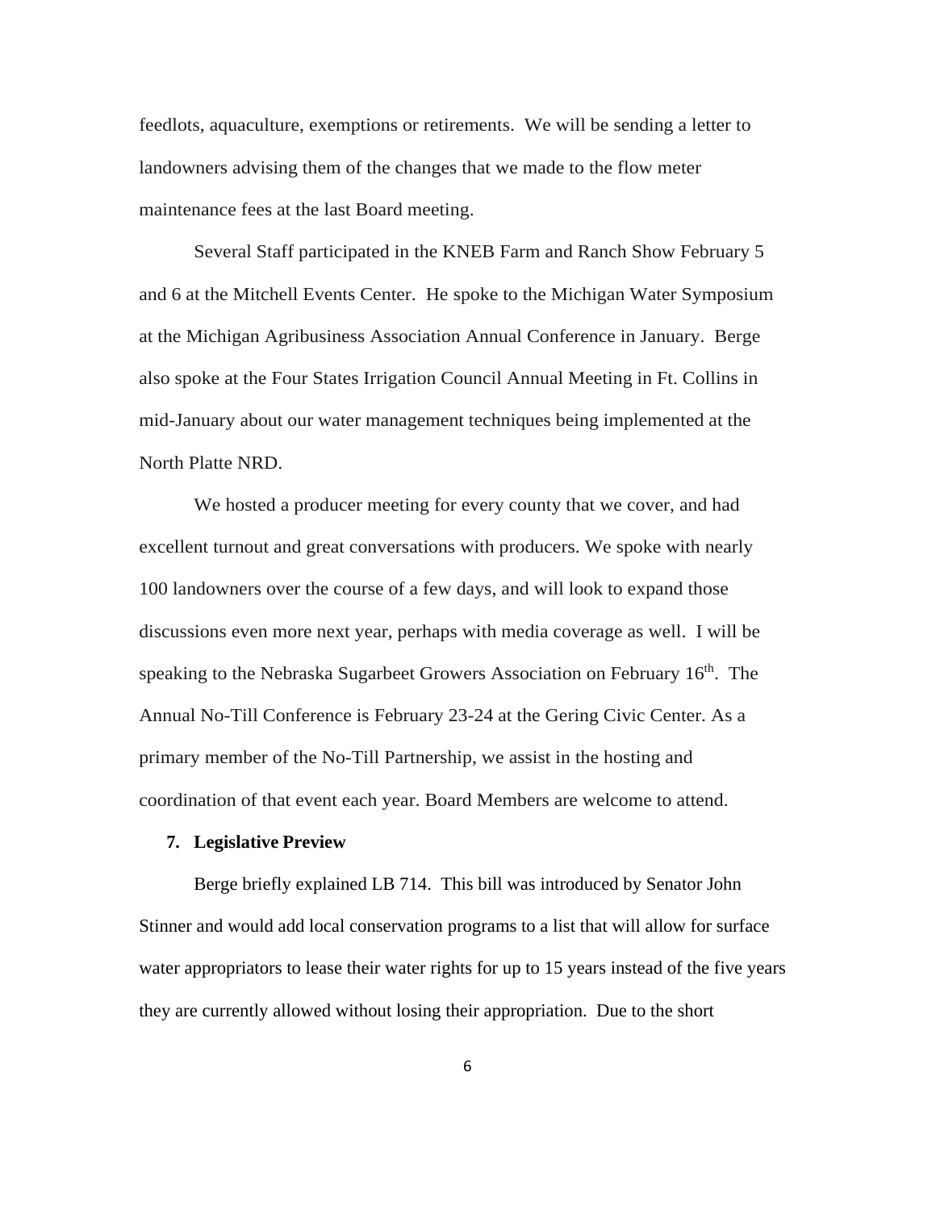feedlots, aquaculture, exemptions or retirements. We will be sending a letter to landowners advising them of the changes that we made to the flow meter maintenance fees at the last Board meeting.

Several Staff participated in the KNEB Farm and Ranch Show February 5 and 6 at the Mitchell Events Center. He spoke to the Michigan Water Symposium at the Michigan Agribusiness Association Annual Conference in January. Berge also spoke at the Four States Irrigation Council Annual Meeting in Ft. Collins in mid-January about our water management techniques being implemented at the North Platte NRD.

We hosted a producer meeting for every county that we cover, and had excellent turnout and great conversations with producers. We spoke with nearly 100 landowners over the course of a few days, and will look to expand those discussions even more next year, perhaps with media coverage as well. I will be speaking to the Nebraska Sugarbeet Growers Association on February 16th. The Annual No-Till Conference is February 23-24 at the Gering Civic Center. As a primary member of the No-Till Partnership, we assist in the hosting and coordination of that event each year. Board Members are welcome to attend.

**7. Legislative Preview**

Berge briefly explained LB 714. This bill was introduced by Senator John Stinner and would add local conservation programs to a list that will allow for surface water appropriators to lease their water rights for up to 15 years instead of the five years they are currently allowed without losing their appropriation. Due to the short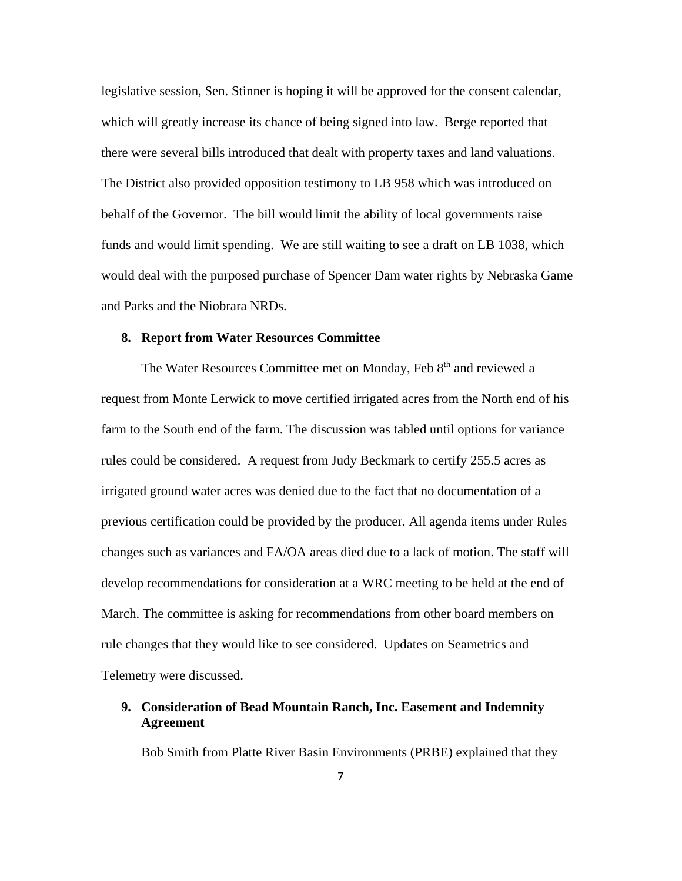legislative session, Sen. Stinner is hoping it will be approved for the consent calendar, which will greatly increase its chance of being signed into law. Berge reported that there were several bills introduced that dealt with property taxes and land valuations. The District also provided opposition testimony to LB 958 which was introduced on behalf of the Governor. The bill would limit the ability of local governments raise funds and would limit spending. We are still waiting to see a draft on LB 1038, which would deal with the purposed purchase of Spencer Dam water rights by Nebraska Game and Parks and the Niobrara NRDs.

**8. Report from Water Resources Committee**

The Water Resources Committee met on Monday, Feb 8th and reviewed a request from Monte Lerwick to move certified irrigated acres from the North end of his farm to the South end of the farm. The discussion was tabled until options for variance rules could be considered. A request from Judy Beckmark to certify 255.5 acres as irrigated ground water acres was denied due to the fact that no documentation of a previous certification could be provided by the producer. All agenda items under Rules changes such as variances and FA/OA areas died due to a lack of motion. The staff will develop recommendations for consideration at a WRC meeting to be held at the end of March. The committee is asking for recommendations from other board members on rule changes that they would like to see considered. Updates on Seametrics and Telemetry were discussed.

**9. Consideration of Bead Mountain Ranch, Inc. Easement and Indemnity Agreement**

Bob Smith from Platte River Basin Environments (PRBE) explained that they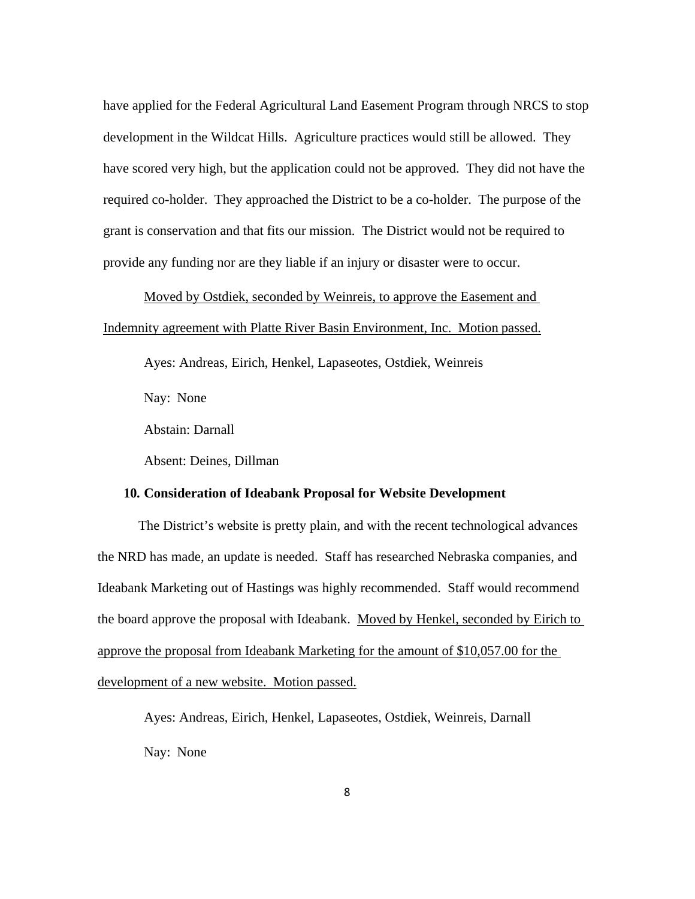have applied for the Federal Agricultural Land Easement Program through NRCS to stop development in the Wildcat Hills. Agriculture practices would still be allowed. They have scored very high, but the application could not be approved. They did not have the required co-holder. They approached the District to be a co-holder. The purpose of the grant is conservation and that fits our mission. The District would not be required to provide any funding nor are they liable if an injury or disaster were to occur.

Moved by Ostdiek, seconded by Weinreis, to approve the Easement and Indemnity agreement with Platte River Basin Environment, Inc. Motion passed.

Ayes: Andreas, Eirich, Henkel, Lapaseotes, Ostdiek, Weinreis

Nay: None

Abstain: Darnall

Absent: Deines, Dillman

**10. Consideration of Ideabank Proposal for Website Development**

The District's website is pretty plain, and with the recent technological advances the NRD has made, an update is needed. Staff has researched Nebraska companies, and Ideabank Marketing out of Hastings was highly recommended. Staff would recommend the board approve the proposal with Ideabank. Moved by Henkel, seconded by Eirich to approve the proposal from Ideabank Marketing for the amount of $10,057.00 for the development of a new website. Motion passed.

Ayes: Andreas, Eirich, Henkel, Lapaseotes, Ostdiek, Weinreis, Darnall

Nay: None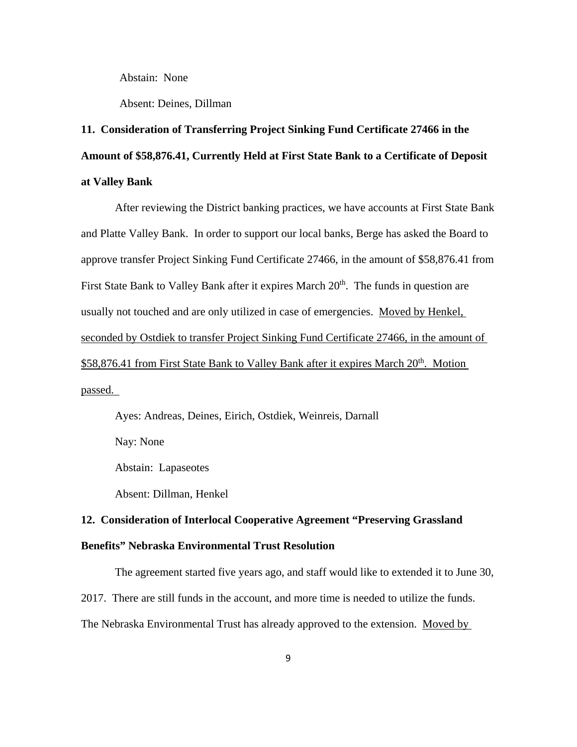Abstain: None

Absent: Deines, Dillman

**11. Consideration of Transferring Project Sinking Fund Certificate 27466 in the Amount of $58,876.41, Currently Held at First State Bank to a Certificate of Deposit at Valley Bank**

After reviewing the District banking practices, we have accounts at First State Bank and Platte Valley Bank. In order to support our local banks, Berge has asked the Board to approve transfer Project Sinking Fund Certificate 27466, in the amount of $58,876.41 from First State Bank to Valley Bank after it expires March 20th. The funds in question are usually not touched and are only utilized in case of emergencies. <u>Moved by Henkel, seconded by Ostdiek to transfer Project Sinking Fund Certificate 27466, in the amount of $58,876.41 from First State Bank to Valley Bank after it expires March 20th. Motion passed.</u>

Ayes: Andreas, Deines, Eirich, Ostdiek, Weinreis, Darnall

Nay: None

Abstain: Lapaseotes

Absent: Dillman, Henkel

**12. Consideration of Interlocal Cooperative Agreement "Preserving Grassland Benefits" Nebraska Environmental Trust Resolution**

The agreement started five years ago, and staff would like to extended it to June 30, 2017. There are still funds in the account, and more time is needed to utilize the funds. The Nebraska Environmental Trust has already approved to the extension. <u>Moved by</u>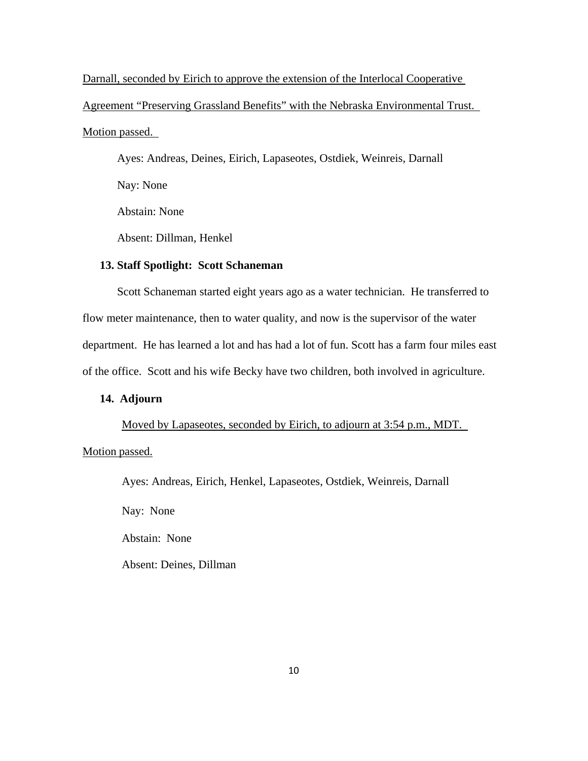Darnall, seconded by Eirich to approve the extension of the Interlocal Cooperative Agreement "Preserving Grassland Benefits" with the Nebraska Environmental Trust. Motion passed.

Ayes: Andreas, Deines, Eirich, Lapaseotes, Ostdiek, Weinreis, Darnall

Nay: None

Abstain: None

Absent: Dillman, Henkel

**13. Staff Spotlight: Scott Schaneman**

Scott Schaneman started eight years ago as a water technician. He transferred to flow meter maintenance, then to water quality, and now is the supervisor of the water department. He has learned a lot and has had a lot of fun. Scott has a farm four miles east of the office. Scott and his wife Becky have two children, both involved in agriculture.

**14. Adjourn**

Moved by Lapaseotes, seconded by Eirich, to adjourn at 3:54 p.m., MDT. Motion passed.

Ayes: Andreas, Eirich, Henkel, Lapaseotes, Ostdiek, Weinreis, Darnall

Nay: None

Abstain: None

Absent: Deines, Dillman